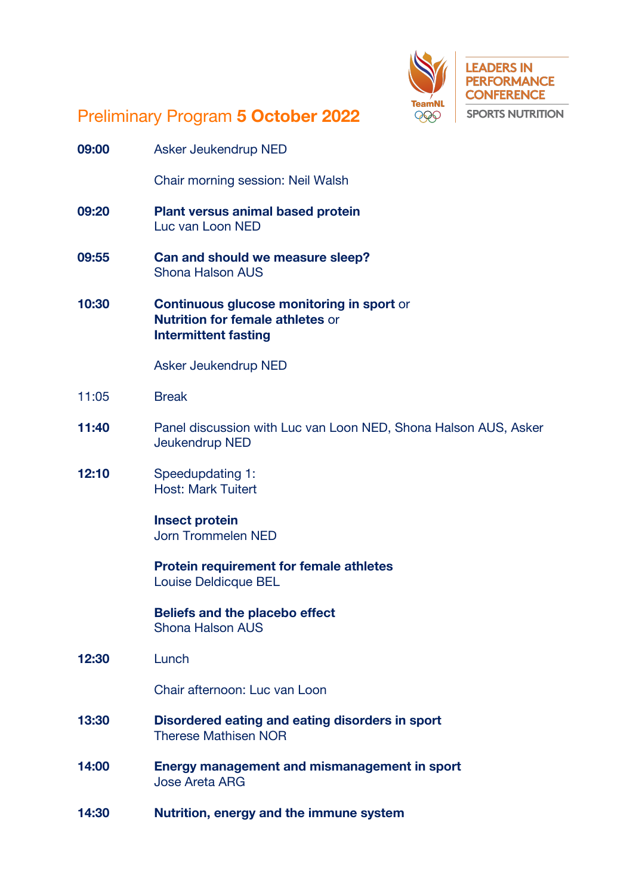# Preliminary Program **5 October 2022**

LEADERS IN PERFORMANCE CONFERENCE

SPORTS NUTRITION

TeamNL

**09:00** Asker Jeukendrup NED

Chair morning session: Neil Walsh

**09:20** **Plant versus animal based protein**
Luc van Loon NED

**09:55** **Can and should we measure sleep?**
Shona Halson AUS

**10:30** **Continuous glucose monitoring in sport** or
**Nutrition for female athletes** or
**Intermittent fasting**

Asker Jeukendrup NED

11:05 Break

**11:40** Panel discussion with Luc van Loon NED, Shona Halson AUS, Asker Jeukendrup NED

**12:10** Speedupdating 1:
Host: Mark Tuitert

**Insect protein**
Jorn Trommelen NED

**Protein requirement for female athletes**
Louise Deldicque BEL

**Beliefs and the placebo effect**
Shona Halson AUS

**12:30** Lunch

Chair afternoon: Luc van Loon

**13:30** **Disordered eating and eating disorders in sport**
Therese Mathisen NOR

**14:00** **Energy management and mismanagement in sport**
Jose Areta ARG

**14:30** **Nutrition, energy and the immune system**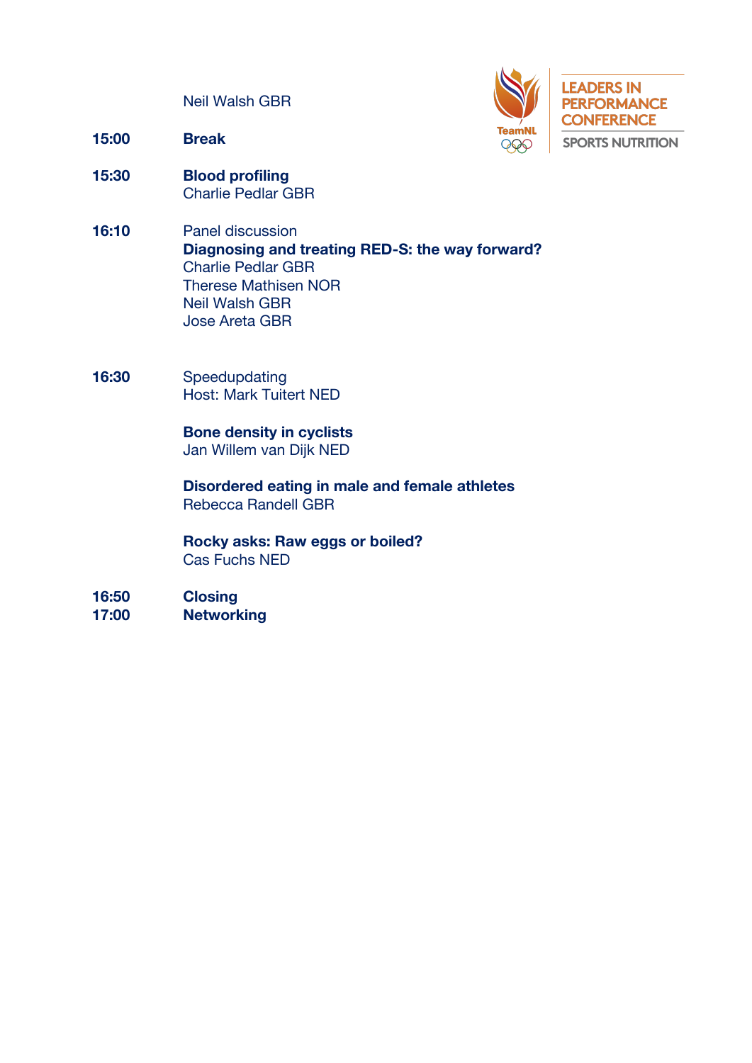Neil Walsh GBR

**15:00** **Break**

**15:30** **Blood profiling**
Charlie Pedlar GBR

**16:10** Panel discussion
**Diagnosing and treating RED-S: the way forward?**
Charlie Pedlar GBR
Therese Mathisen NOR
Neil Walsh GBR
Jose Areta GBR

**16:30** Speedupdating
Host: Mark Tuitert NED

**Bone density in cyclists**
Jan Willem van Dijk NED

**Disordered eating in male and female athletes**
Rebecca Randell GBR

**Rocky asks: Raw eggs or boiled?**
Cas Fuchs NED

**16:50** **Closing**
**17:00** **Networking**